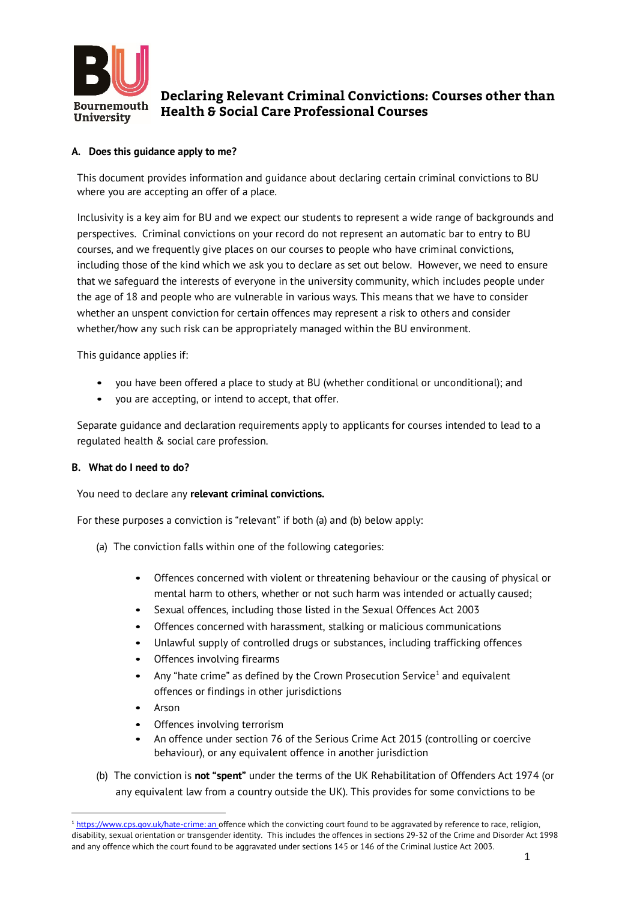# Declaring Relevant Criminal Convictions: Courses other than Health & Social Care Professional Courses

## A. Does this guidance apply to me?

This document provides information and guidance about declaring certain criminal convictions to BU where you are accepting an offer of a place.

Inclusivity is a key aim for BU and we expect our students to represent a wide range of backgrounds and perspectives. Criminal convictions on your record do not represent an automatic bar to entry to BU courses, and we frequently give places on our courses to people who have criminal convictions, including those of the kind which we ask you to declare as set out below. However, we need to ensure that we safeguard the interests of everyone in the university community, which includes people under the age of 18 and people who are vulnerable in various ways. This means that we have to consider whether an unspent conviction for certain offences may represent a risk to others and consider whether/how any such risk can be appropriately managed within the BU environment.

This guidance applies if:

- you have been offered a place to study at BU (whether conditional or unconditional); and
- you are accepting, or intend to accept, that offer.

Separate guidance and declaration requirements apply to applicants for courses intended to lead to a regulated health & social care profession.

## B. What do I need to do?

You need to declare any **relevant criminal convictions.**

For these purposes a conviction is "relevant" if both (a) and (b) below apply:

(a) The conviction falls within one of the following categories:

- Offences concerned with violent or threatening behaviour or the causing of physical or mental harm to others, whether or not such harm was intended or actually caused;
- Sexual offences, including those listed in the Sexual Offences Act 2003
- Offences concerned with harassment, stalking or malicious communications
- Unlawful supply of controlled drugs or substances, including trafficking offences
- Offences involving firearms
- Any "hate crime" as defined by the Crown Prosecution Service[1] and equivalent offences or findings in other jurisdictions
- Arson
- Offences involving terrorism
- An offence under section 76 of the Serious Crime Act 2015 (controlling or coercive behaviour), or any equivalent offence in another jurisdiction

(b) The conviction is **not "spent"** under the terms of the UK Rehabilitation of Offenders Act 1974 (or any equivalent law from a country outside the UK). This provides for some convictions to be

---

[1] https://www.cps.gov.uk/hate-crime: an offence which the convicting court found to be aggravated by reference to race, religion, disability, sexual orientation or transgender identity. This includes the offences in sections 29-32 of the Crime and Disorder Act 1998 and any offence which the court found to be aggravated under sections 145 or 146 of the Criminal Justice Act 2003.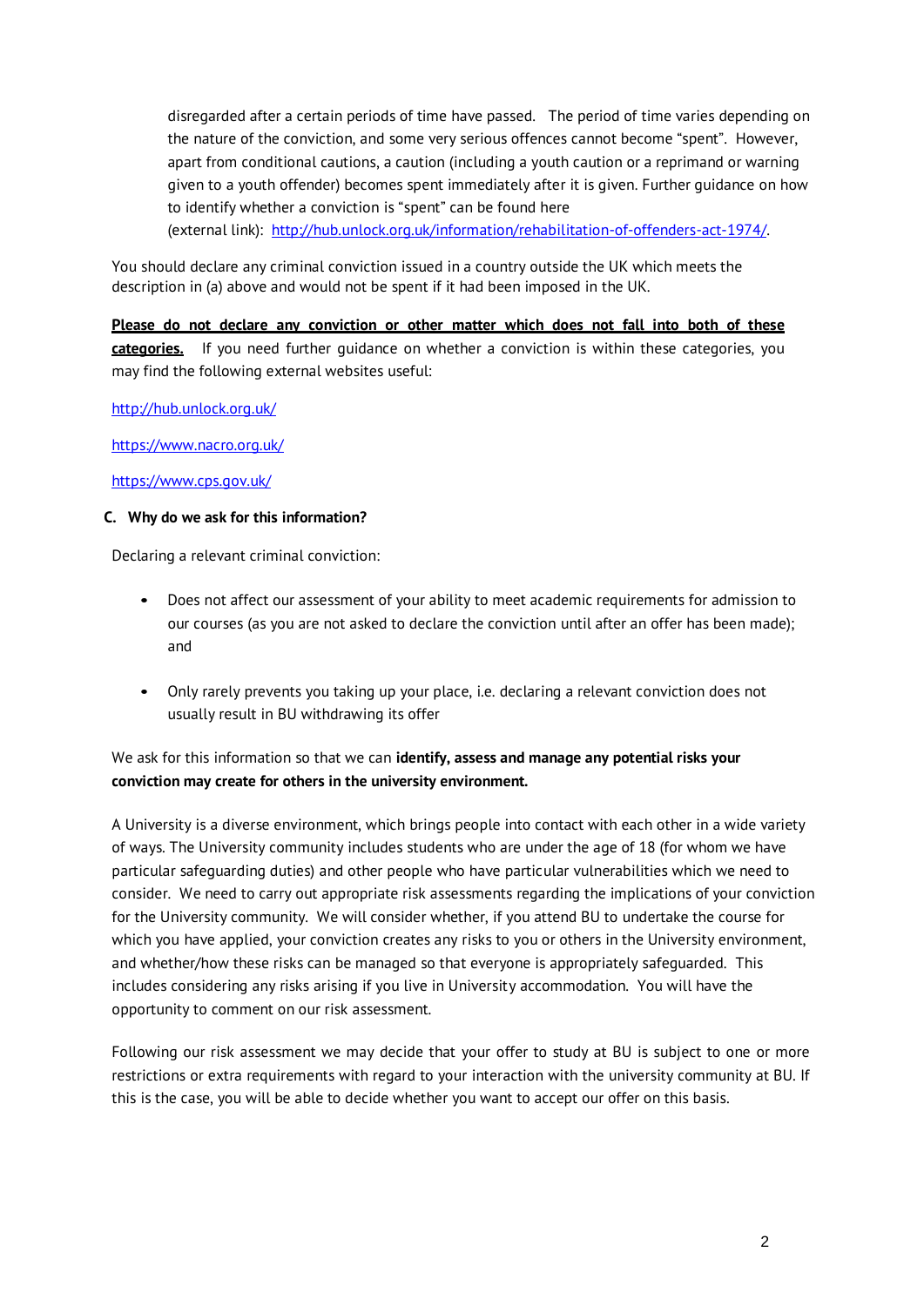disregarded after a certain periods of time have passed. The period of time varies depending on the nature of the conviction, and some very serious offences cannot become "spent". However, apart from conditional cautions, a caution (including a youth caution or a reprimand or warning given to a youth offender) becomes spent immediately after it is given. Further guidance on how to identify whether a conviction is "spent" can be found here (external link): [http://hub.unlock.org.uk/information/rehabilitation-of-offenders-act-1974/](http://hub.unlock.org.uk/information/rehabilitation-of-offenders-act-1974/).

You should declare any criminal conviction issued in a country outside the UK which meets the description in (a) above and would not be spent if it had been imposed in the UK.

**Please do not declare any conviction or other matter which does not fall into both of these categories.** If you need further guidance on whether a conviction is within these categories, you may find the following external websites useful:

[http://hub.unlock.org.uk/](http://hub.unlock.org.uk/)

[https://www.nacro.org.uk/](https://www.nacro.org.uk/)

[https://www.cps.gov.uk/](https://www.cps.gov.uk/)

### C. Why do we ask for this information?

Declaring a relevant criminal conviction:

- Does not affect our assessment of your ability to meet academic requirements for admission to our courses (as you are not asked to declare the conviction until after an offer has been made); and
- Only rarely prevents you taking up your place, i.e. declaring a relevant conviction does not usually result in BU withdrawing its offer

We ask for this information so that we can **identify, assess and manage any potential risks your conviction may create for others in the university environment.**

A University is a diverse environment, which brings people into contact with each other in a wide variety of ways. The University community includes students who are under the age of 18 (for whom we have particular safeguarding duties) and other people who have particular vulnerabilities which we need to consider. We need to carry out appropriate risk assessments regarding the implications of your conviction for the University community. We will consider whether, if you attend BU to undertake the course for which you have applied, your conviction creates any risks to you or others in the University environment, and whether/how these risks can be managed so that everyone is appropriately safeguarded. This includes considering any risks arising if you live in University accommodation. You will have the opportunity to comment on our risk assessment.

Following our risk assessment we may decide that your offer to study at BU is subject to one or more restrictions or extra requirements with regard to your interaction with the university community at BU. If this is the case, you will be able to decide whether you want to accept our offer on this basis.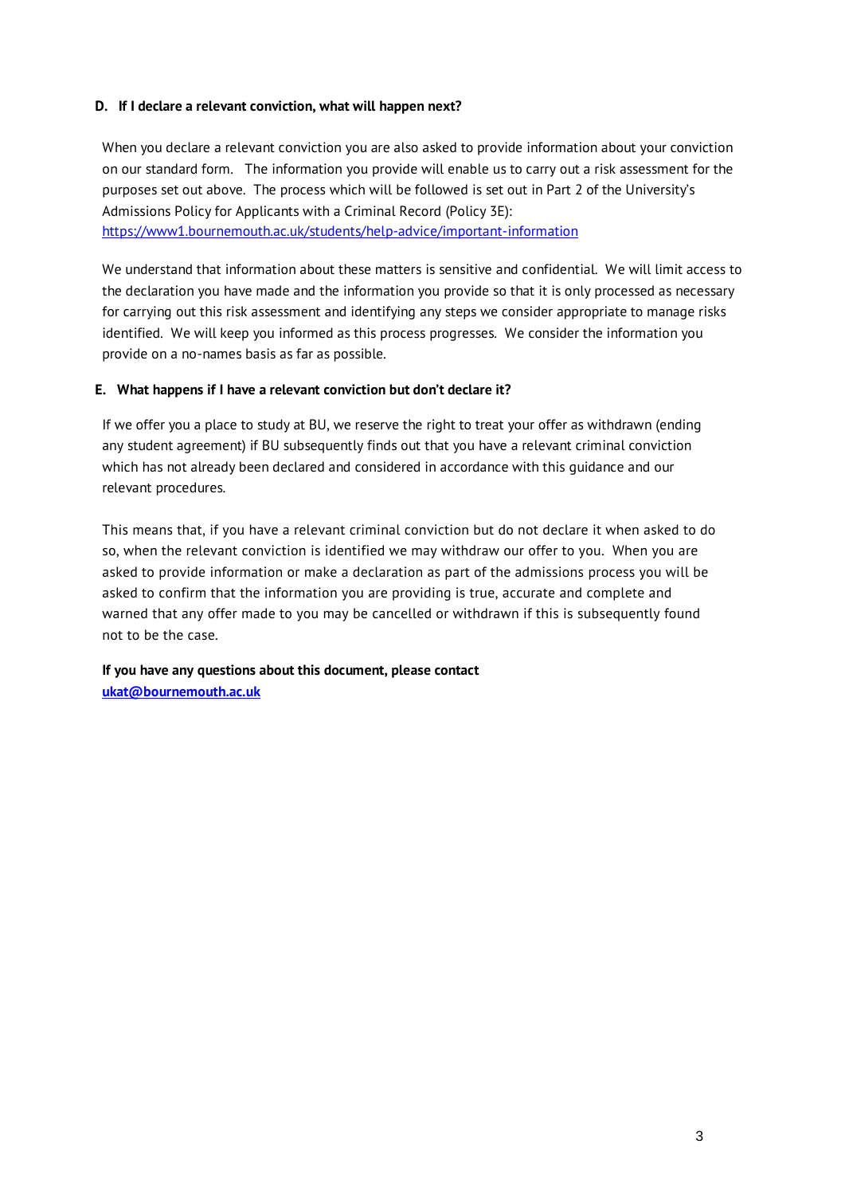### D. If I declare a relevant conviction, what will happen next?

When you declare a relevant conviction you are also asked to provide information about your conviction on our standard form. The information you provide will enable us to carry out a risk assessment for the purposes set out above. The process which will be followed is set out in Part 2 of the University's Admissions Policy for Applicants with a Criminal Record (Policy 3E): [https://www1.bournemouth.ac.uk/students/help-advice/important-information](https://www1.bournemouth.ac.uk/students/help-advice/important-information)

We understand that information about these matters is sensitive and confidential. We will limit access to the declaration you have made and the information you provide so that it is only processed as necessary for carrying out this risk assessment and identifying any steps we consider appropriate to manage risks identified. We will keep you informed as this process progresses. We consider the information you provide on a no-names basis as far as possible.

### E. What happens if I have a relevant conviction but don't declare it?

If we offer you a place to study at BU, we reserve the right to treat your offer as withdrawn (ending any student agreement) if BU subsequently finds out that you have a relevant criminal conviction which has not already been declared and considered in accordance with this guidance and our relevant procedures.

This means that, if you have a relevant criminal conviction but do not declare it when asked to do so, when the relevant conviction is identified we may withdraw our offer to you. When you are asked to provide information or make a declaration as part of the admissions process you will be asked to confirm that the information you are providing is true, accurate and complete and warned that any offer made to you may be cancelled or withdrawn if this is subsequently found not to be the case.

**If you have any questions about this document, please contact [ukat@bournemouth.ac.uk](mailto:ukat@bournemouth.ac.uk)**